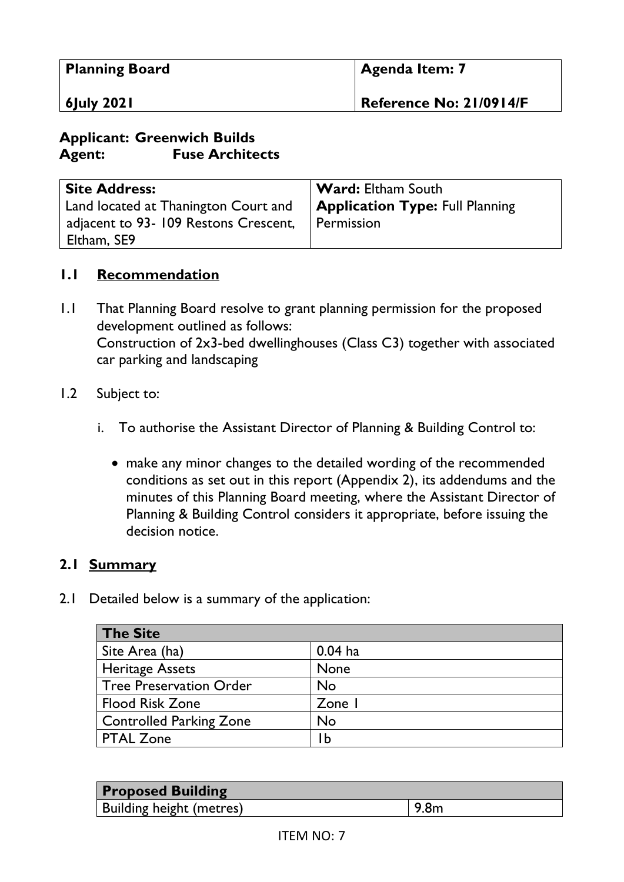| Planning Board | Agenda Item: 7 |
| --- | --- |
| 6July 2021 | Reference No: 21/0914/F |

**Applicant: Greenwich Builds**
**Agent: Fuse Architects**

| Site Address: | Ward: Eltham South |
| --- | --- |
| Land located at Thanington Court and adjacent to 93- 109 Restons Crescent, Eltham, SE9 | **Application Type:** Full Planning Permission |

## 1.1 Recommendation

1.1 That Planning Board resolve to grant planning permission for the proposed development outlined as follows:
Construction of 2x3-bed dwellinghouses (Class C3) together with associated car parking and landscaping

1.2 Subject to:

i. To authorise the Assistant Director of Planning & Building Control to:

- make any minor changes to the detailed wording of the recommended conditions as set out in this report (Appendix 2), its addendums and the minutes of this Planning Board meeting, where the Assistant Director of Planning & Building Control considers it appropriate, before issuing the decision notice.

## 2.1 Summary

2.1 Detailed below is a summary of the application:

| The Site | |
| --- | --- |
| Site Area (ha) | 0.04 ha |
| Heritage Assets | None |
| Tree Preservation Order | No |
| Flood Risk Zone | Zone 1 |
| Controlled Parking Zone | No |
| PTAL Zone | 1b |

| Proposed Building | |
| --- | --- |
| Building height (metres) | 9.8m |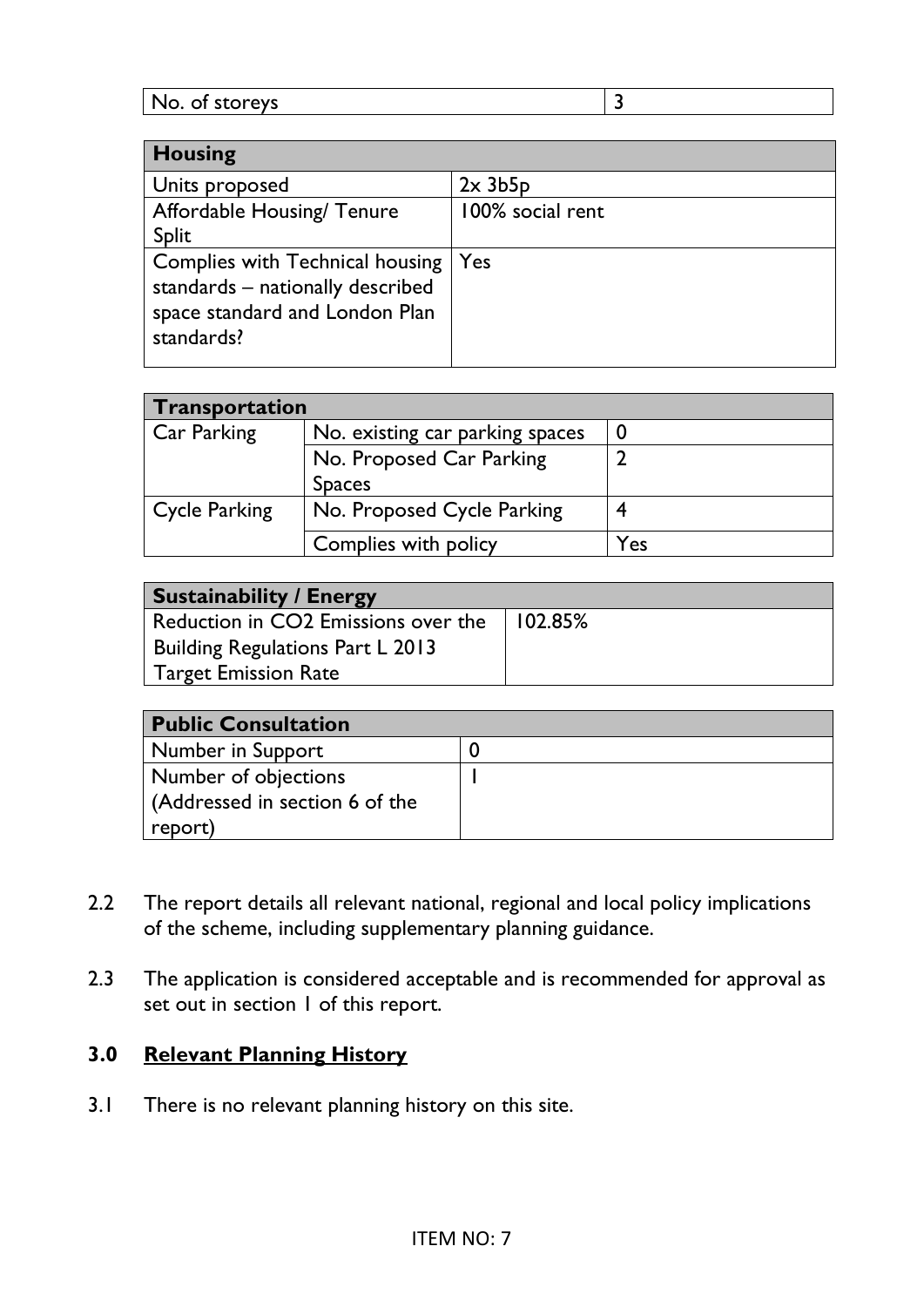| No. of storeys | 3 |
| --- | --- |

| Housing | |
| --- | --- |
| Units proposed | 2x 3b5p |
| Affordable Housing/ Tenure Split | 100% social rent |
| Complies with Technical housing standards – nationally described space standard and London Plan standards? | Yes |

| Transportation | | |
| --- | --- | --- |
| Car Parking | No. existing car parking spaces | 0 |
| | No. Proposed Car Parking Spaces | 2 |
| Cycle Parking | No. Proposed Cycle Parking | 4 |
| | Complies with policy | Yes |

| Sustainability / Energy | |
| --- | --- |
| Reduction in $CO_2$ Emissions over the Building Regulations Part L 2013 Target Emission Rate | 102.85% |

| Public Consultation | |
| --- | --- |
| Number in Support | 0 |
| Number of objections (Addressed in section 6 of the report) | 1 |

2.2 The report details all relevant national, regional and local policy implications of the scheme, including supplementary planning guidance.

2.3 The application is considered acceptable and is recommended for approval as set out in section 1 of this report.

## 3.0 Relevant Planning History

3.1 There is no relevant planning history on this site.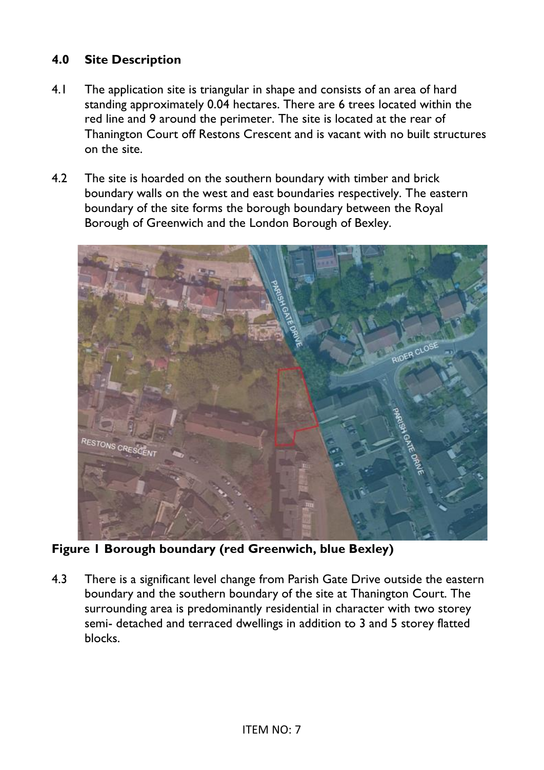## 4.0 Site Description

4.1 The application site is triangular in shape and consists of an area of hard standing approximately 0.04 hectares. There are 6 trees located within the red line and 9 around the perimeter. The site is located at the rear of Thanington Court off Restons Crescent and is vacant with no built structures on the site.

4.2 The site is hoarded on the southern boundary with timber and brick boundary walls on the west and east boundaries respectively. The eastern boundary of the site forms the borough boundary between the Royal Borough of Greenwich and the London Borough of Bexley.

**Figure 1 Borough boundary (red Greenwich, blue Bexley)**

4.3 There is a significant level change from Parish Gate Drive outside the eastern boundary and the southern boundary of the site at Thanington Court. The surrounding area is predominantly residential in character with two storey semi- detached and terraced dwellings in addition to 3 and 5 storey flatted blocks.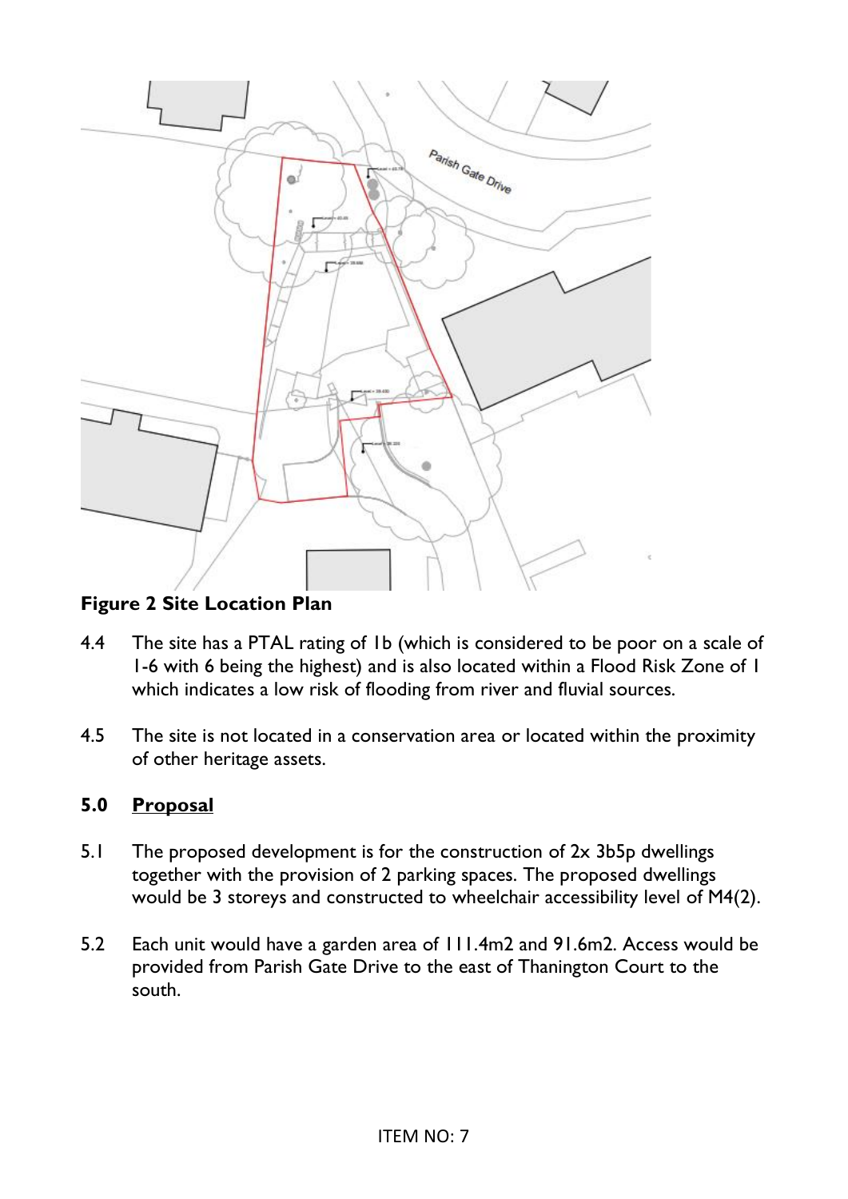**Figure 2 Site Location Plan**

4.4 The site has a PTAL rating of 1b (which is considered to be poor on a scale of 1-6 with 6 being the highest) and is also located within a Flood Risk Zone of 1 which indicates a low risk of flooding from river and fluvial sources.

4.5 The site is not located in a conservation area or located within the proximity of other heritage assets.

## 5.0 Proposal

5.1 The proposed development is for the construction of 2x 3b5p dwellings together with the provision of 2 parking spaces. The proposed dwellings would be 3 storeys and constructed to wheelchair accessibility level of M4(2).

5.2 Each unit would have a garden area of 111.4m2 and 91.6m2. Access would be provided from Parish Gate Drive to the east of Thanington Court to the south.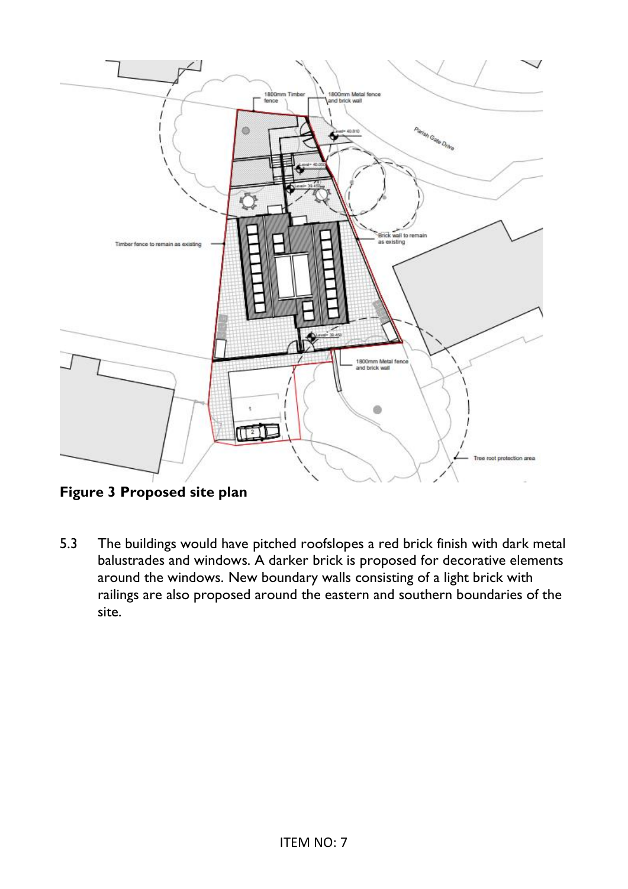**Figure 3 Proposed site plan**

5.3 The buildings would have pitched roofslopes a red brick finish with dark metal balustrades and windows. A darker brick is proposed for decorative elements around the windows. New boundary walls consisting of a light brick with railings are also proposed around the eastern and southern boundaries of the site.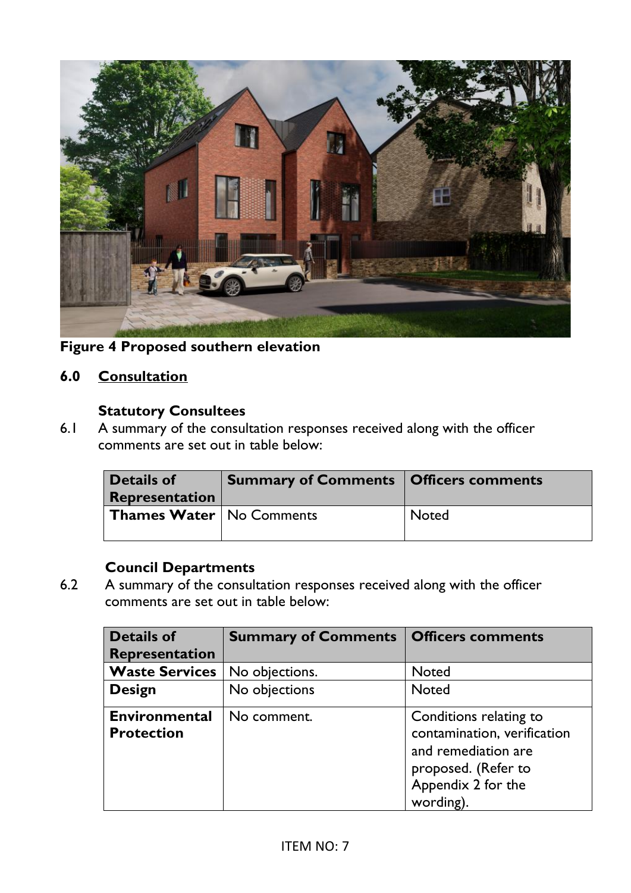**Figure 4 Proposed southern elevation**

## 6.0 Consultation

### Statutory Consultees

6.1 A summary of the consultation responses received along with the officer comments are set out in table below:

| Details of Representation | Summary of Comments | Officers comments |
|---|---|---|
| **Thames Water** | No Comments | Noted |

### Council Departments

6.2 A summary of the consultation responses received along with the officer comments are set out in table below:

| Details of Representation | Summary of Comments | Officers comments |
|---|---|---|
| **Waste Services** | No objections. | Noted |
| **Design** | No objections | Noted |
| **Environmental Protection** | No comment. | Conditions relating to contamination, verification and remediation are proposed. (Refer to Appendix 2 for the wording). |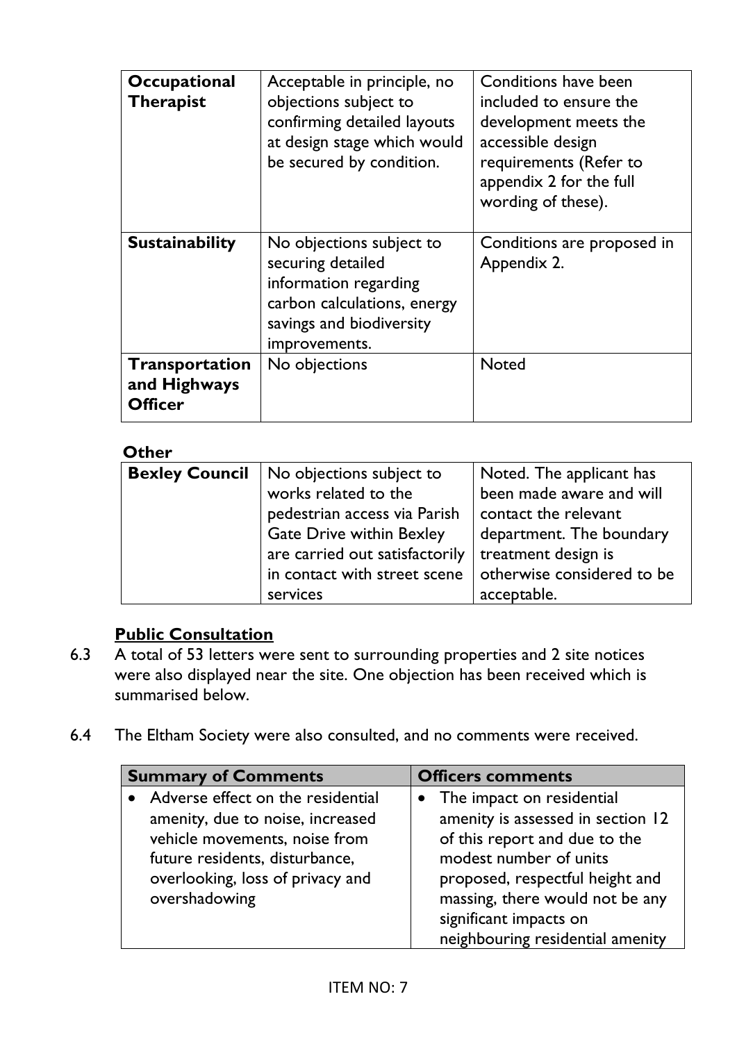| **Occupational Therapist** | Acceptable in principle, no objections subject to confirming detailed layouts at design stage which would be secured by condition. | Conditions have been included to ensure the development meets the accessible design requirements (Refer to appendix 2 for the full wording of these). |
|---|---|---|
| **Sustainability** | No objections subject to securing detailed information regarding carbon calculations, energy savings and biodiversity improvements. | Conditions are proposed in Appendix 2. |
| **Transportation and Highways Officer** | No objections | Noted |

**Other**

| **Bexley Council** | No objections subject to works related to the pedestrian access via Parish Gate Drive within Bexley are carried out satisfactorily in contact with street scene services | Noted. The applicant has been made aware and will contact the relevant department. The boundary treatment design is otherwise considered to be acceptable. |
|---|---|---|

**Public Consultation**

6.3 A total of 53 letters were sent to surrounding properties and 2 site notices were also displayed near the site. One objection has been received which is summarised below.

6.4 The Eltham Society were also consulted, and no comments were received.

| **Summary of Comments** | **Officers comments** |
|---|---|
| • Adverse effect on the residential amenity, due to noise, increased vehicle movements, noise from future residents, disturbance, overlooking, loss of privacy and overshadowing | • The impact on residential amenity is assessed in section 12 of this report and due to the modest number of units proposed, respectful height and massing, there would not be any significant impacts on neighbouring residential amenity |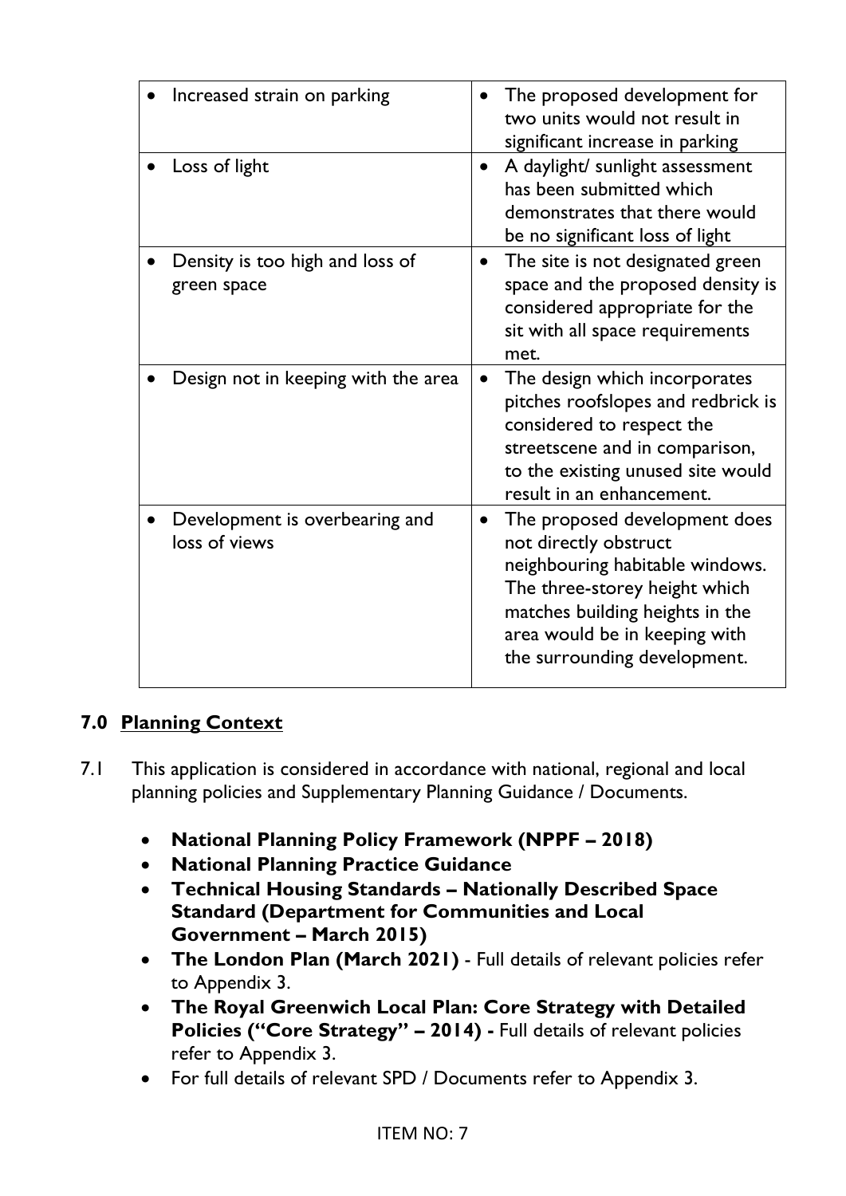| | |
|---|---|
| • Increased strain on parking | • The proposed development for two units would not result in significant increase in parking |
| • Loss of light | • A daylight/ sunlight assessment has been submitted which demonstrates that there would be no significant loss of light |
| • Density is too high and loss of green space | • The site is not designated green space and the proposed density is considered appropriate for the sit with all space requirements met. |
| • Design not in keeping with the area | • The design which incorporates pitches roofslopes and redbrick is considered to respect the streetscene and in comparison, to the existing unused site would result in an enhancement. |
| • Development is overbearing and loss of views | • The proposed development does not directly obstruct neighbouring habitable windows. The three-storey height which matches building heights in the area would be in keeping with the surrounding development. |

## 7.0 Planning Context

7.1 This application is considered in accordance with national, regional and local planning policies and Supplementary Planning Guidance / Documents.

- **National Planning Policy Framework (NPPF – 2018)**
- **National Planning Practice Guidance**
- **Technical Housing Standards – Nationally Described Space Standard (Department for Communities and Local Government – March 2015)**
- **The London Plan (March 2021)** - Full details of relevant policies refer to Appendix 3.
- **The Royal Greenwich Local Plan: Core Strategy with Detailed Policies ("Core Strategy" – 2014) -** Full details of relevant policies refer to Appendix 3.
- For full details of relevant SPD / Documents refer to Appendix 3.

ITEM NO: 7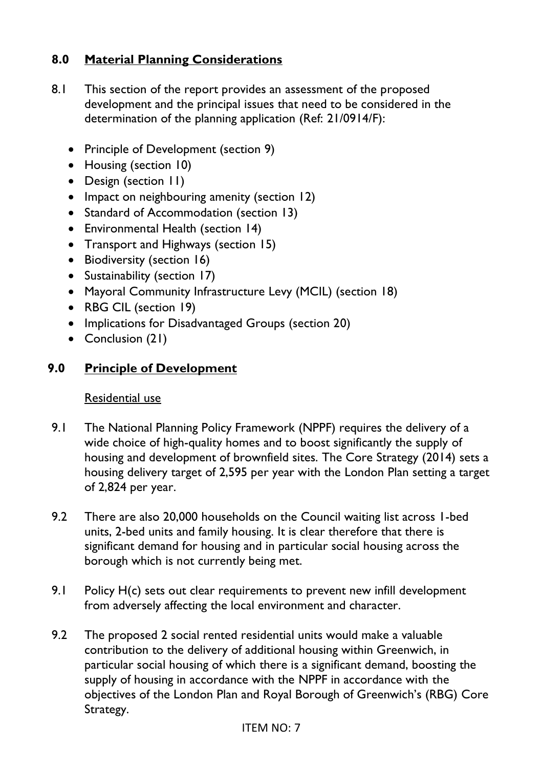## 8.0 Material Planning Considerations

8.1 This section of the report provides an assessment of the proposed development and the principal issues that need to be considered in the determination of the planning application (Ref: 21/0914/F):

- Principle of Development (section 9)
- Housing (section 10)
- Design (section 11)
- Impact on neighbouring amenity (section 12)
- Standard of Accommodation (section 13)
- Environmental Health (section 14)
- Transport and Highways (section 15)
- Biodiversity (section 16)
- Sustainability (section 17)
- Mayoral Community Infrastructure Levy (MCIL) (section 18)
- RBG CIL (section 19)
- Implications for Disadvantaged Groups (section 20)
- Conclusion (21)

## 9.0 Principle of Development

Residential use

9.1 The National Planning Policy Framework (NPPF) requires the delivery of a wide choice of high-quality homes and to boost significantly the supply of housing and development of brownfield sites. The Core Strategy (2014) sets a housing delivery target of 2,595 per year with the London Plan setting a target of 2,824 per year.

9.2 There are also 20,000 households on the Council waiting list across 1-bed units, 2-bed units and family housing. It is clear therefore that there is significant demand for housing and in particular social housing across the borough which is not currently being met.

9.1 Policy H(c) sets out clear requirements to prevent new infill development from adversely affecting the local environment and character.

9.2 The proposed 2 social rented residential units would make a valuable contribution to the delivery of additional housing within Greenwich, in particular social housing of which there is a significant demand, boosting the supply of housing in accordance with the NPPF in accordance with the objectives of the London Plan and Royal Borough of Greenwich's (RBG) Core Strategy.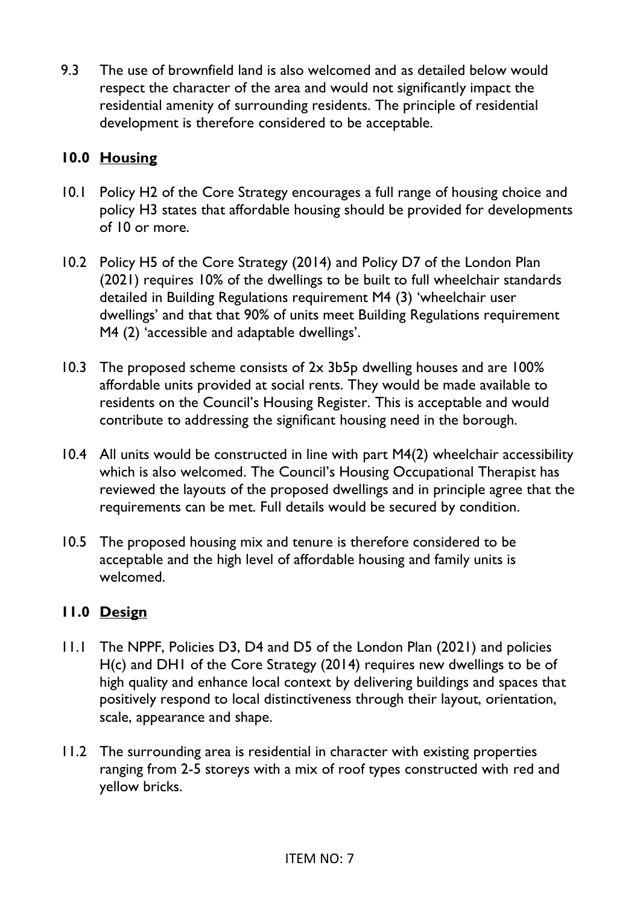9.3 The use of brownfield land is also welcomed and as detailed below would respect the character of the area and would not significantly impact the residential amenity of surrounding residents. The principle of residential development is therefore considered to be acceptable.

## 10.0 Housing

10.1 Policy H2 of the Core Strategy encourages a full range of housing choice and policy H3 states that affordable housing should be provided for developments of 10 or more.

10.2 Policy H5 of the Core Strategy (2014) and Policy D7 of the London Plan (2021) requires 10% of the dwellings to be built to full wheelchair standards detailed in Building Regulations requirement M4 (3) 'wheelchair user dwellings' and that that 90% of units meet Building Regulations requirement M4 (2) 'accessible and adaptable dwellings'.

10.3 The proposed scheme consists of 2x 3b5p dwelling houses and are 100% affordable units provided at social rents. They would be made available to residents on the Council's Housing Register. This is acceptable and would contribute to addressing the significant housing need in the borough.

10.4 All units would be constructed in line with part M4(2) wheelchair accessibility which is also welcomed. The Council's Housing Occupational Therapist has reviewed the layouts of the proposed dwellings and in principle agree that the requirements can be met. Full details would be secured by condition.

10.5 The proposed housing mix and tenure is therefore considered to be acceptable and the high level of affordable housing and family units is welcomed.

## 11.0 Design

11.1 The NPPF, Policies D3, D4 and D5 of the London Plan (2021) and policies H(c) and DH1 of the Core Strategy (2014) requires new dwellings to be of high quality and enhance local context by delivering buildings and spaces that positively respond to local distinctiveness through their layout, orientation, scale, appearance and shape.

11.2 The surrounding area is residential in character with existing properties ranging from 2-5 storeys with a mix of roof types constructed with red and yellow bricks.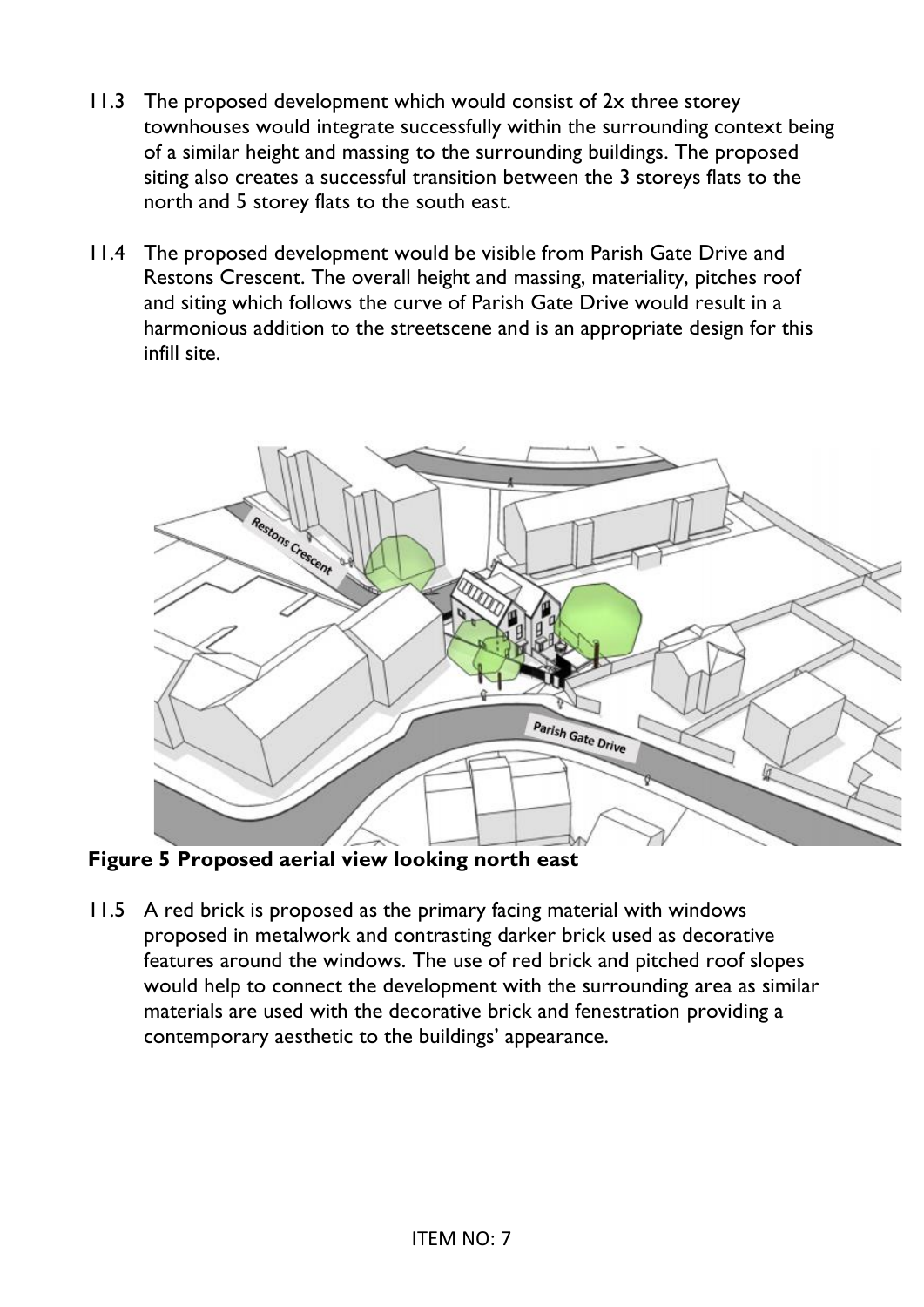11.3 The proposed development which would consist of 2x three storey townhouses would integrate successfully within the surrounding context being of a similar height and massing to the surrounding buildings. The proposed siting also creates a successful transition between the 3 storeys flats to the north and 5 storey flats to the south east.

11.4 The proposed development would be visible from Parish Gate Drive and Restons Crescent. The overall height and massing, materiality, pitches roof and siting which follows the curve of Parish Gate Drive would result in a harmonious addition to the streetscene and is an appropriate design for this infill site.

**Figure 5 Proposed aerial view looking north east**

11.5 A red brick is proposed as the primary facing material with windows proposed in metalwork and contrasting darker brick used as decorative features around the windows. The use of red brick and pitched roof slopes would help to connect the development with the surrounding area as similar materials are used with the decorative brick and fenestration providing a contemporary aesthetic to the buildings' appearance.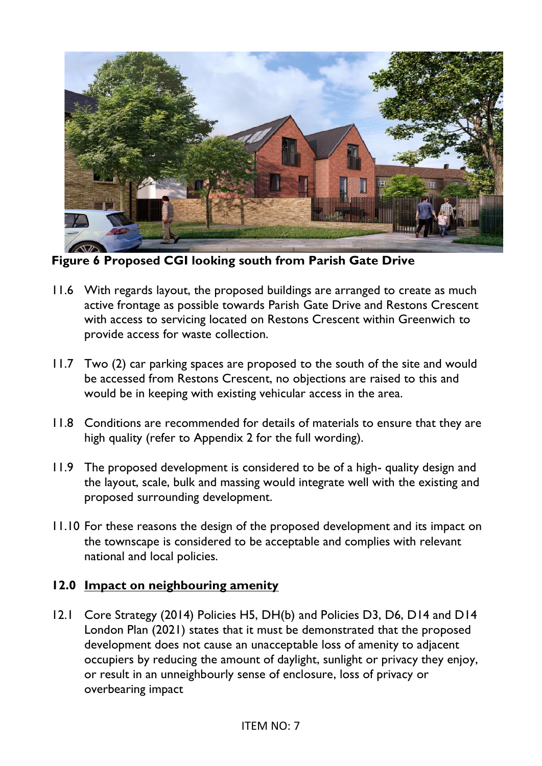**Figure 6 Proposed CGI looking south from Parish Gate Drive**

11.6 With regards layout, the proposed buildings are arranged to create as much active frontage as possible towards Parish Gate Drive and Restons Crescent with access to servicing located on Restons Crescent within Greenwich to provide access for waste collection.

11.7 Two (2) car parking spaces are proposed to the south of the site and would be accessed from Restons Crescent, no objections are raised to this and would be in keeping with existing vehicular access in the area.

11.8 Conditions are recommended for details of materials to ensure that they are high quality (refer to Appendix 2 for the full wording).

11.9 The proposed development is considered to be of a high- quality design and the layout, scale, bulk and massing would integrate well with the existing and proposed surrounding development.

11.10 For these reasons the design of the proposed development and its impact on the townscape is considered to be acceptable and complies with relevant national and local policies.

## 12.0 Impact on neighbouring amenity

12.1 Core Strategy (2014) Policies H5, DH(b) and Policies D3, D6, D14 and D14 London Plan (2021) states that it must be demonstrated that the proposed development does not cause an unacceptable loss of amenity to adjacent occupiers by reducing the amount of daylight, sunlight or privacy they enjoy, or result in an unneighbourly sense of enclosure, loss of privacy or overbearing impact

ITEM NO: 7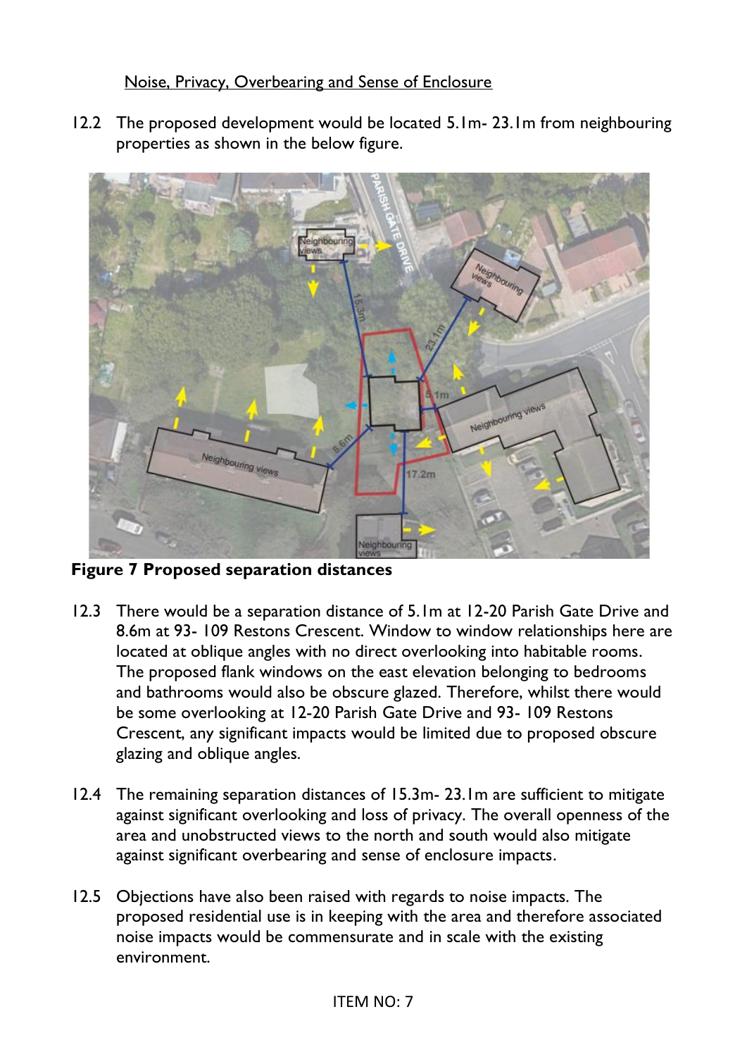Noise, Privacy, Overbearing and Sense of Enclosure

12.2 The proposed development would be located 5.1m- 23.1m from neighbouring properties as shown in the below figure.

**Figure 7 Proposed separation distances**

12.3 There would be a separation distance of 5.1m at 12-20 Parish Gate Drive and 8.6m at 93- 109 Restons Crescent. Window to window relationships here are located at oblique angles with no direct overlooking into habitable rooms. The proposed flank windows on the east elevation belonging to bedrooms and bathrooms would also be obscure glazed. Therefore, whilst there would be some overlooking at 12-20 Parish Gate Drive and 93- 109 Restons Crescent, any significant impacts would be limited due to proposed obscure glazing and oblique angles.

12.4 The remaining separation distances of 15.3m- 23.1m are sufficient to mitigate against significant overlooking and loss of privacy. The overall openness of the area and unobstructed views to the north and south would also mitigate against significant overbearing and sense of enclosure impacts.

12.5 Objections have also been raised with regards to noise impacts. The proposed residential use is in keeping with the area and therefore associated noise impacts would be commensurate and in scale with the existing environment.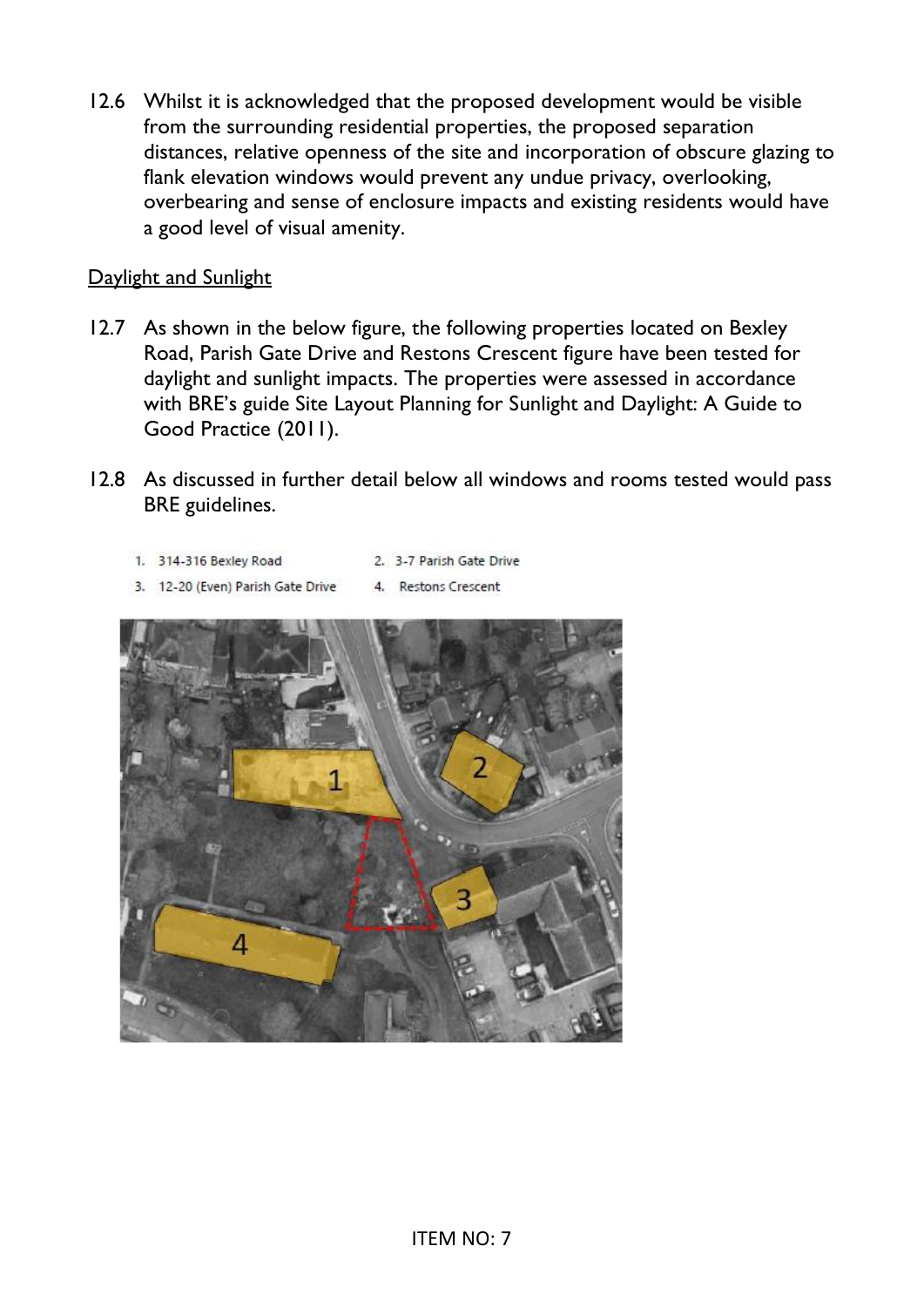12.6 Whilst it is acknowledged that the proposed development would be visible from the surrounding residential properties, the proposed separation distances, relative openness of the site and incorporation of obscure glazing to flank elevation windows would prevent any undue privacy, overlooking, overbearing and sense of enclosure impacts and existing residents would have a good level of visual amenity.

Daylight and Sunlight

12.7 As shown in the below figure, the following properties located on Bexley Road, Parish Gate Drive and Restons Crescent figure have been tested for daylight and sunlight impacts. The properties were assessed in accordance with BRE's guide Site Layout Planning for Sunlight and Daylight: A Guide to Good Practice (2011).

12.8 As discussed in further detail below all windows and rooms tested would pass BRE guidelines.

1. 314-316 Bexley Road
2. 3-7 Parish Gate Drive
3. 12-20 (Even) Parish Gate Drive
4. Restons Crescent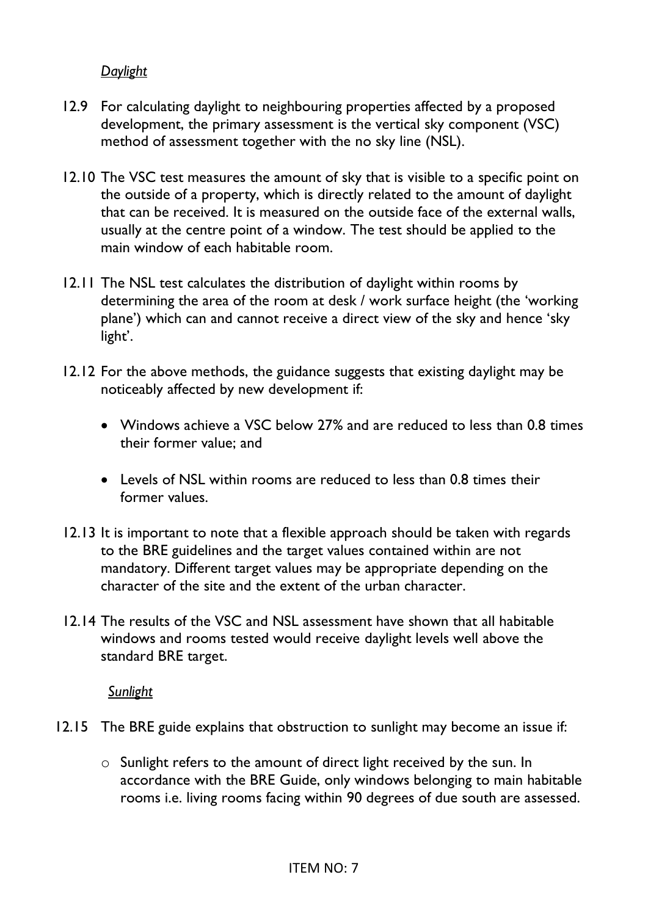*Daylight*

12.9 For calculating daylight to neighbouring properties affected by a proposed development, the primary assessment is the vertical sky component (VSC) method of assessment together with the no sky line (NSL).

12.10 The VSC test measures the amount of sky that is visible to a specific point on the outside of a property, which is directly related to the amount of daylight that can be received. It is measured on the outside face of the external walls, usually at the centre point of a window. The test should be applied to the main window of each habitable room.

12.11 The NSL test calculates the distribution of daylight within rooms by determining the area of the room at desk / work surface height (the 'working plane') which can and cannot receive a direct view of the sky and hence 'sky light'.

12.12 For the above methods, the guidance suggests that existing daylight may be noticeably affected by new development if:

- Windows achieve a VSC below 27% and are reduced to less than 0.8 times their former value; and
- Levels of NSL within rooms are reduced to less than 0.8 times their former values.

12.13 It is important to note that a flexible approach should be taken with regards to the BRE guidelines and the target values contained within are not mandatory. Different target values may be appropriate depending on the character of the site and the extent of the urban character.

12.14 The results of the VSC and NSL assessment have shown that all habitable windows and rooms tested would receive daylight levels well above the standard BRE target.

*Sunlight*

12.15 The BRE guide explains that obstruction to sunlight may become an issue if:

- Sunlight refers to the amount of direct light received by the sun. In accordance with the BRE Guide, only windows belonging to main habitable rooms i.e. living rooms facing within 90 degrees of due south are assessed.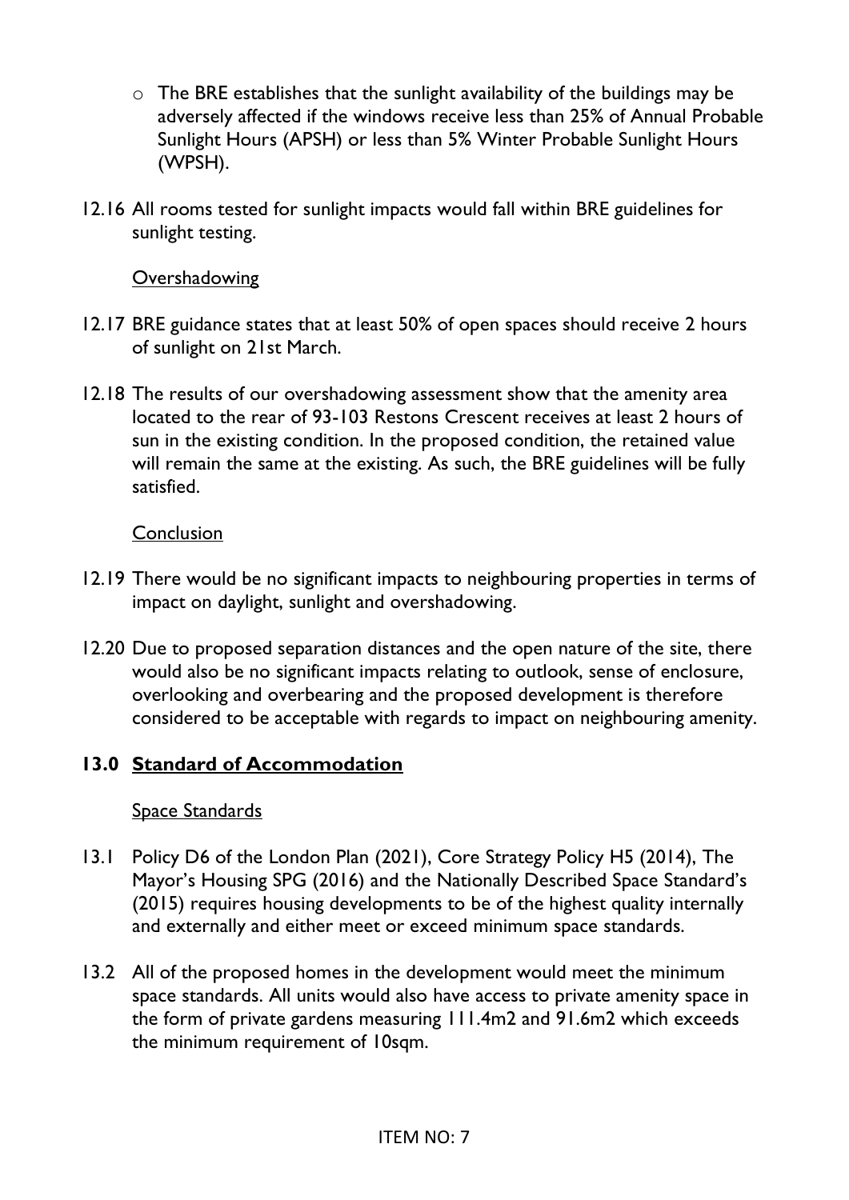- The BRE establishes that the sunlight availability of the buildings may be adversely affected if the windows receive less than 25% of Annual Probable Sunlight Hours (APSH) or less than 5% Winter Probable Sunlight Hours (WPSH).

12.16 All rooms tested for sunlight impacts would fall within BRE guidelines for sunlight testing.

Overshadowing

12.17 BRE guidance states that at least 50% of open spaces should receive 2 hours of sunlight on 21st March.

12.18 The results of our overshadowing assessment show that the amenity area located to the rear of 93-103 Restons Crescent receives at least 2 hours of sun in the existing condition. In the proposed condition, the retained value will remain the same at the existing. As such, the BRE guidelines will be fully satisfied.

Conclusion

12.19 There would be no significant impacts to neighbouring properties in terms of impact on daylight, sunlight and overshadowing.

12.20 Due to proposed separation distances and the open nature of the site, there would also be no significant impacts relating to outlook, sense of enclosure, overlooking and overbearing and the proposed development is therefore considered to be acceptable with regards to impact on neighbouring amenity.

## 13.0 Standard of Accommodation

Space Standards

13.1 Policy D6 of the London Plan (2021), Core Strategy Policy H5 (2014), The Mayor's Housing SPG (2016) and the Nationally Described Space Standard's (2015) requires housing developments to be of the highest quality internally and externally and either meet or exceed minimum space standards.

13.2 All of the proposed homes in the development would meet the minimum space standards. All units would also have access to private amenity space in the form of private gardens measuring 111.4m2 and 91.6m2 which exceeds the minimum requirement of 10sqm.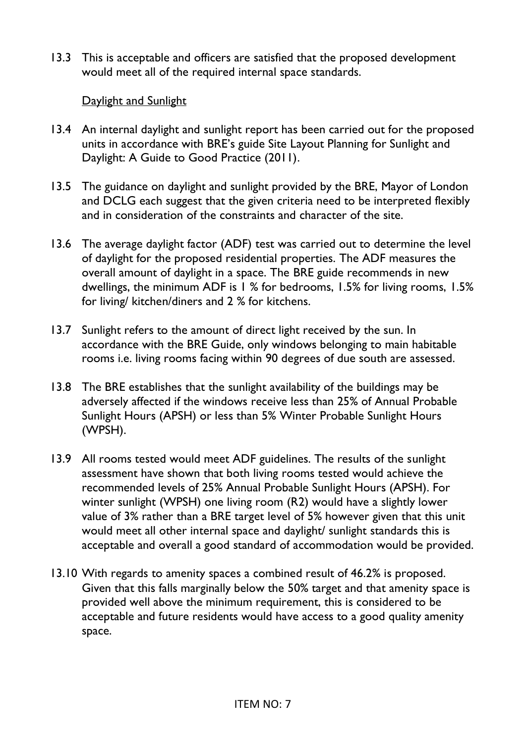13.3 This is acceptable and officers are satisfied that the proposed development would meet all of the required internal space standards.

Daylight and Sunlight

13.4 An internal daylight and sunlight report has been carried out for the proposed units in accordance with BRE's guide Site Layout Planning for Sunlight and Daylight: A Guide to Good Practice (2011).

13.5 The guidance on daylight and sunlight provided by the BRE, Mayor of London and DCLG each suggest that the given criteria need to be interpreted flexibly and in consideration of the constraints and character of the site.

13.6 The average daylight factor (ADF) test was carried out to determine the level of daylight for the proposed residential properties. The ADF measures the overall amount of daylight in a space. The BRE guide recommends in new dwellings, the minimum ADF is 1 % for bedrooms, 1.5% for living rooms, 1.5% for living/ kitchen/diners and 2 % for kitchens.

13.7 Sunlight refers to the amount of direct light received by the sun. In accordance with the BRE Guide, only windows belonging to main habitable rooms i.e. living rooms facing within 90 degrees of due south are assessed.

13.8 The BRE establishes that the sunlight availability of the buildings may be adversely affected if the windows receive less than 25% of Annual Probable Sunlight Hours (APSH) or less than 5% Winter Probable Sunlight Hours (WPSH).

13.9 All rooms tested would meet ADF guidelines. The results of the sunlight assessment have shown that both living rooms tested would achieve the recommended levels of 25% Annual Probable Sunlight Hours (APSH). For winter sunlight (WPSH) one living room (R2) would have a slightly lower value of 3% rather than a BRE target level of 5% however given that this unit would meet all other internal space and daylight/ sunlight standards this is acceptable and overall a good standard of accommodation would be provided.

13.10 With regards to amenity spaces a combined result of 46.2% is proposed. Given that this falls marginally below the 50% target and that amenity space is provided well above the minimum requirement, this is considered to be acceptable and future residents would have access to a good quality amenity space.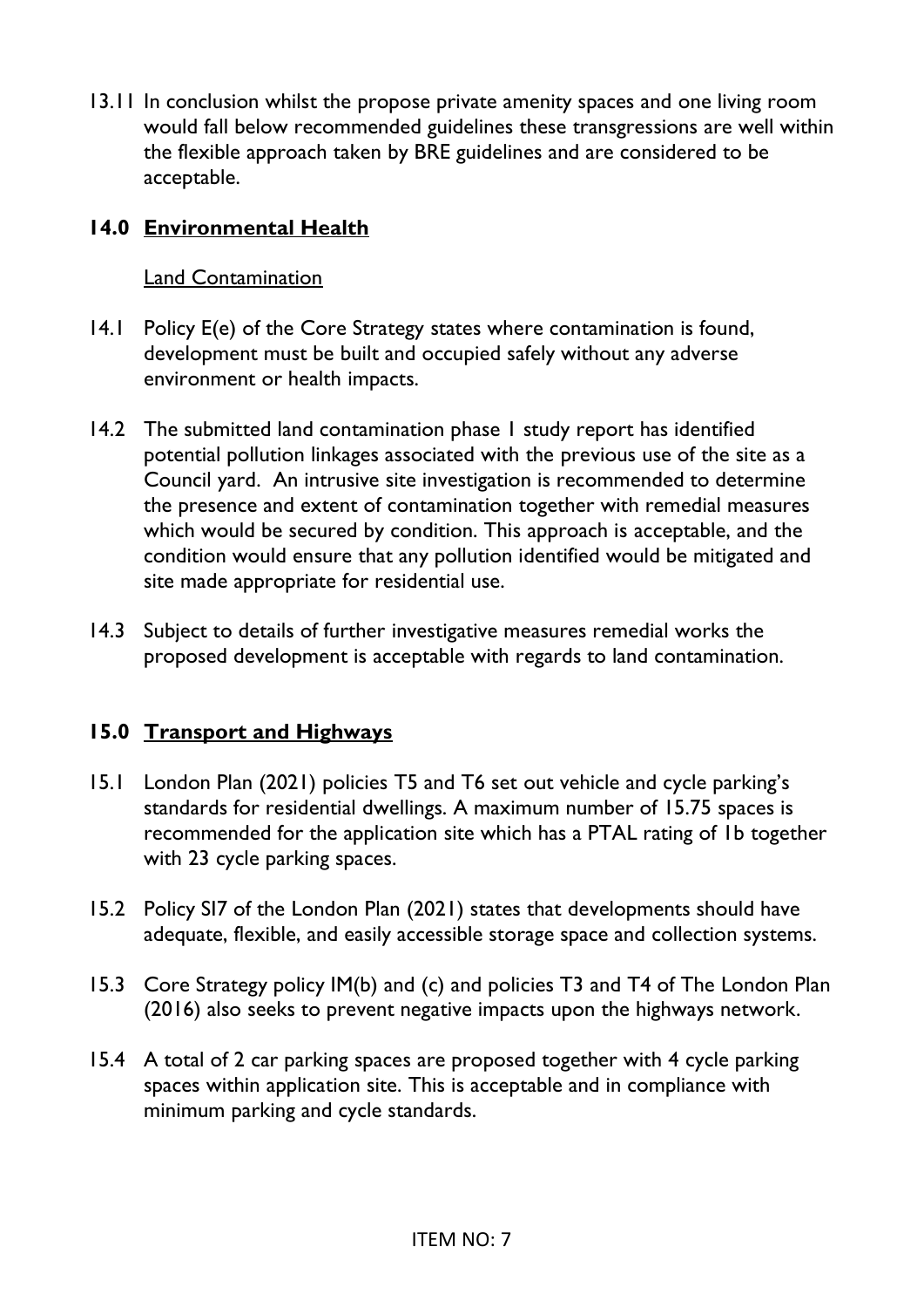13.11 In conclusion whilst the propose private amenity spaces and one living room would fall below recommended guidelines these transgressions are well within the flexible approach taken by BRE guidelines and are considered to be acceptable.

## 14.0 Environmental Health

Land Contamination

14.1 Policy E(e) of the Core Strategy states where contamination is found, development must be built and occupied safely without any adverse environment or health impacts.

14.2 The submitted land contamination phase 1 study report has identified potential pollution linkages associated with the previous use of the site as a Council yard. An intrusive site investigation is recommended to determine the presence and extent of contamination together with remedial measures which would be secured by condition. This approach is acceptable, and the condition would ensure that any pollution identified would be mitigated and site made appropriate for residential use.

14.3 Subject to details of further investigative measures remedial works the proposed development is acceptable with regards to land contamination.

## 15.0 Transport and Highways

15.1 London Plan (2021) policies T5 and T6 set out vehicle and cycle parking's standards for residential dwellings. A maximum number of 15.75 spaces is recommended for the application site which has a PTAL rating of 1b together with 23 cycle parking spaces.

15.2 Policy SI7 of the London Plan (2021) states that developments should have adequate, flexible, and easily accessible storage space and collection systems.

15.3 Core Strategy policy IM(b) and (c) and policies T3 and T4 of The London Plan (2016) also seeks to prevent negative impacts upon the highways network.

15.4 A total of 2 car parking spaces are proposed together with 4 cycle parking spaces within application site. This is acceptable and in compliance with minimum parking and cycle standards.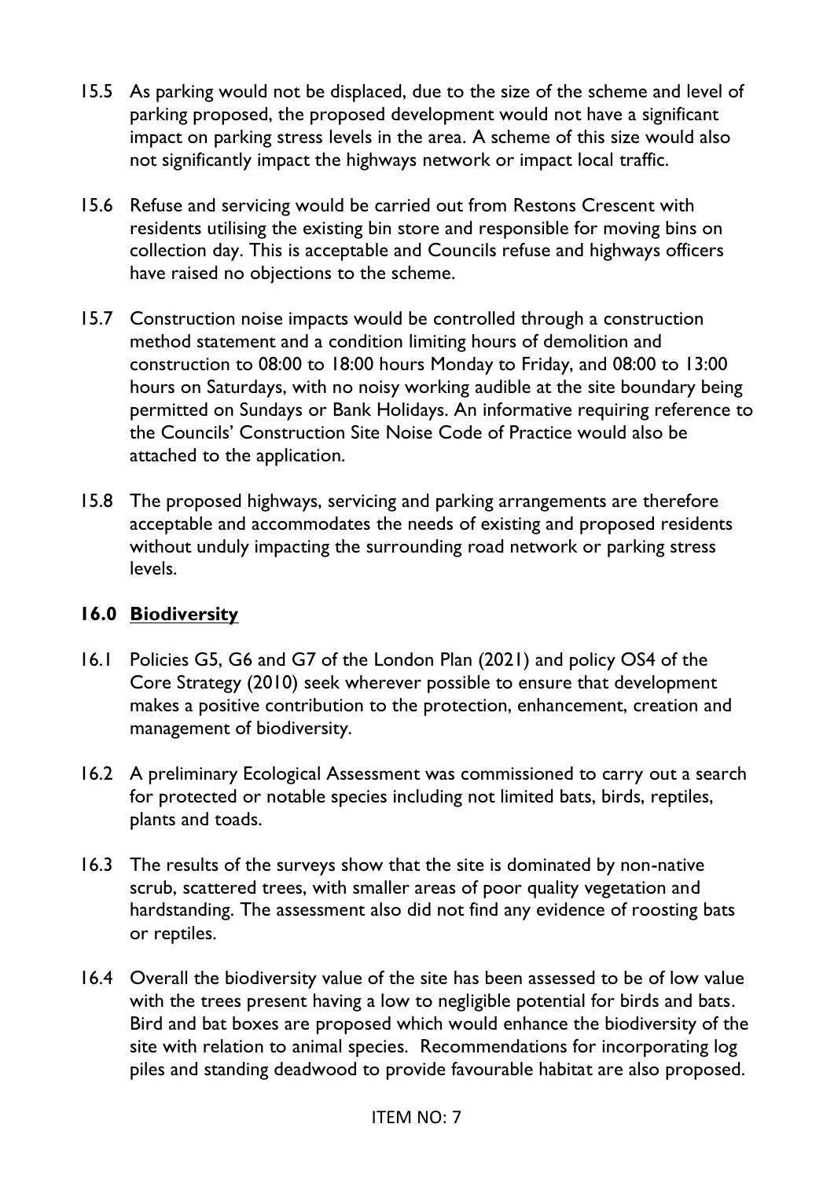15.5 As parking would not be displaced, due to the size of the scheme and level of parking proposed, the proposed development would not have a significant impact on parking stress levels in the area. A scheme of this size would also not significantly impact the highways network or impact local traffic.

15.6 Refuse and servicing would be carried out from Restons Crescent with residents utilising the existing bin store and responsible for moving bins on collection day. This is acceptable and Councils refuse and highways officers have raised no objections to the scheme.

15.7 Construction noise impacts would be controlled through a construction method statement and a condition limiting hours of demolition and construction to 08:00 to 18:00 hours Monday to Friday, and 08:00 to 13:00 hours on Saturdays, with no noisy working audible at the site boundary being permitted on Sundays or Bank Holidays. An informative requiring reference to the Councils' Construction Site Noise Code of Practice would also be attached to the application.

15.8 The proposed highways, servicing and parking arrangements are therefore acceptable and accommodates the needs of existing and proposed residents without unduly impacting the surrounding road network or parking stress levels.

## 16.0 <u>Biodiversity</u>

16.1 Policies G5, G6 and G7 of the London Plan (2021) and policy OS4 of the Core Strategy (2010) seek wherever possible to ensure that development makes a positive contribution to the protection, enhancement, creation and management of biodiversity.

16.2 A preliminary Ecological Assessment was commissioned to carry out a search for protected or notable species including not limited bats, birds, reptiles, plants and toads.

16.3 The results of the surveys show that the site is dominated by non-native scrub, scattered trees, with smaller areas of poor quality vegetation and hardstanding. The assessment also did not find any evidence of roosting bats or reptiles.

16.4 Overall the biodiversity value of the site has been assessed to be of low value with the trees present having a low to negligible potential for birds and bats. Bird and bat boxes are proposed which would enhance the biodiversity of the site with relation to animal species. Recommendations for incorporating log piles and standing deadwood to provide favourable habitat are also proposed.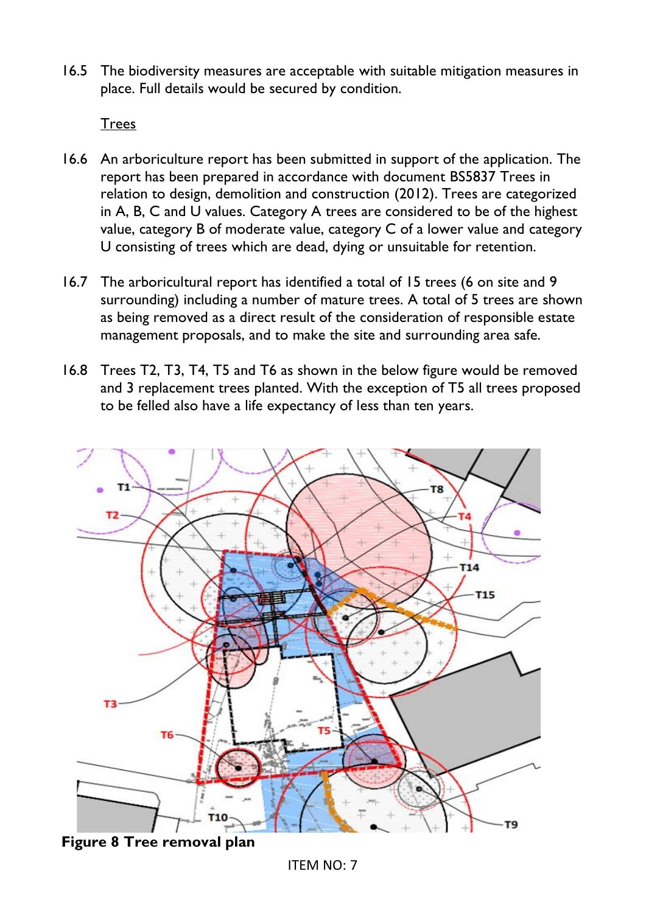16.5 The biodiversity measures are acceptable with suitable mitigation measures in place. Full details would be secured by condition.

Trees

16.6 An arboriculture report has been submitted in support of the application. The report has been prepared in accordance with document BS5837 Trees in relation to design, demolition and construction (2012). Trees are categorized in A, B, C and U values. Category A trees are considered to be of the highest value, category B of moderate value, category C of a lower value and category U consisting of trees which are dead, dying or unsuitable for retention.

16.7 The arboricultural report has identified a total of 15 trees (6 on site and 9 surrounding) including a number of mature trees. A total of 5 trees are shown as being removed as a direct result of the consideration of responsible estate management proposals, and to make the site and surrounding area safe.

16.8 Trees T2, T3, T4, T5 and T6 as shown in the below figure would be removed and 3 replacement trees planted. With the exception of T5 all trees proposed to be felled also have a life expectancy of less than ten years.

**Figure 8 Tree removal plan**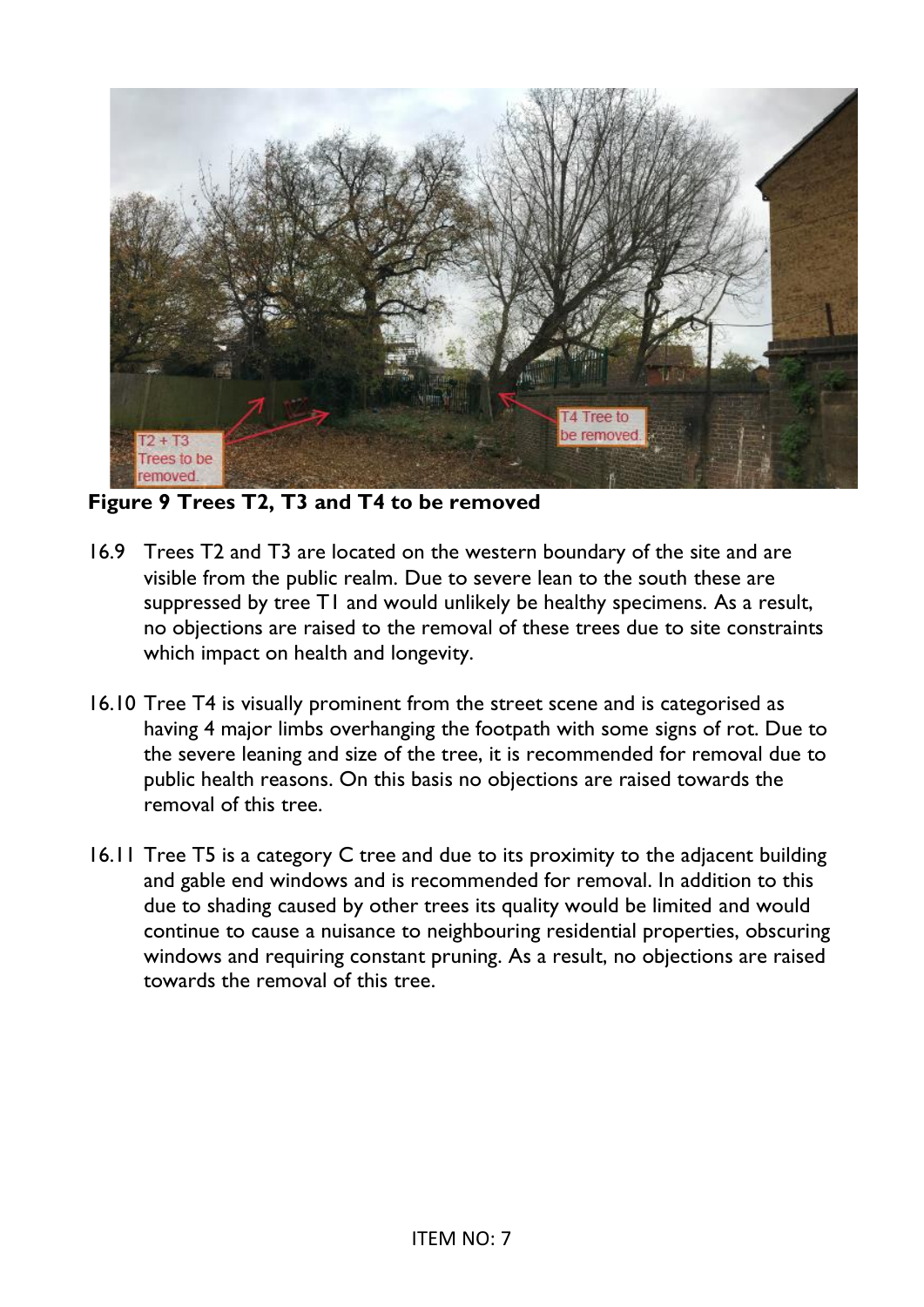**Figure 9 Trees T2, T3 and T4 to be removed**

16.9 Trees T2 and T3 are located on the western boundary of the site and are visible from the public realm. Due to severe lean to the south these are suppressed by tree T1 and would unlikely be healthy specimens. As a result, no objections are raised to the removal of these trees due to site constraints which impact on health and longevity.

16.10 Tree T4 is visually prominent from the street scene and is categorised as having 4 major limbs overhanging the footpath with some signs of rot. Due to the severe leaning and size of the tree, it is recommended for removal due to public health reasons. On this basis no objections are raised towards the removal of this tree.

16.11 Tree T5 is a category C tree and due to its proximity to the adjacent building and gable end windows and is recommended for removal. In addition to this due to shading caused by other trees its quality would be limited and would continue to cause a nuisance to neighbouring residential properties, obscuring windows and requiring constant pruning. As a result, no objections are raised towards the removal of this tree.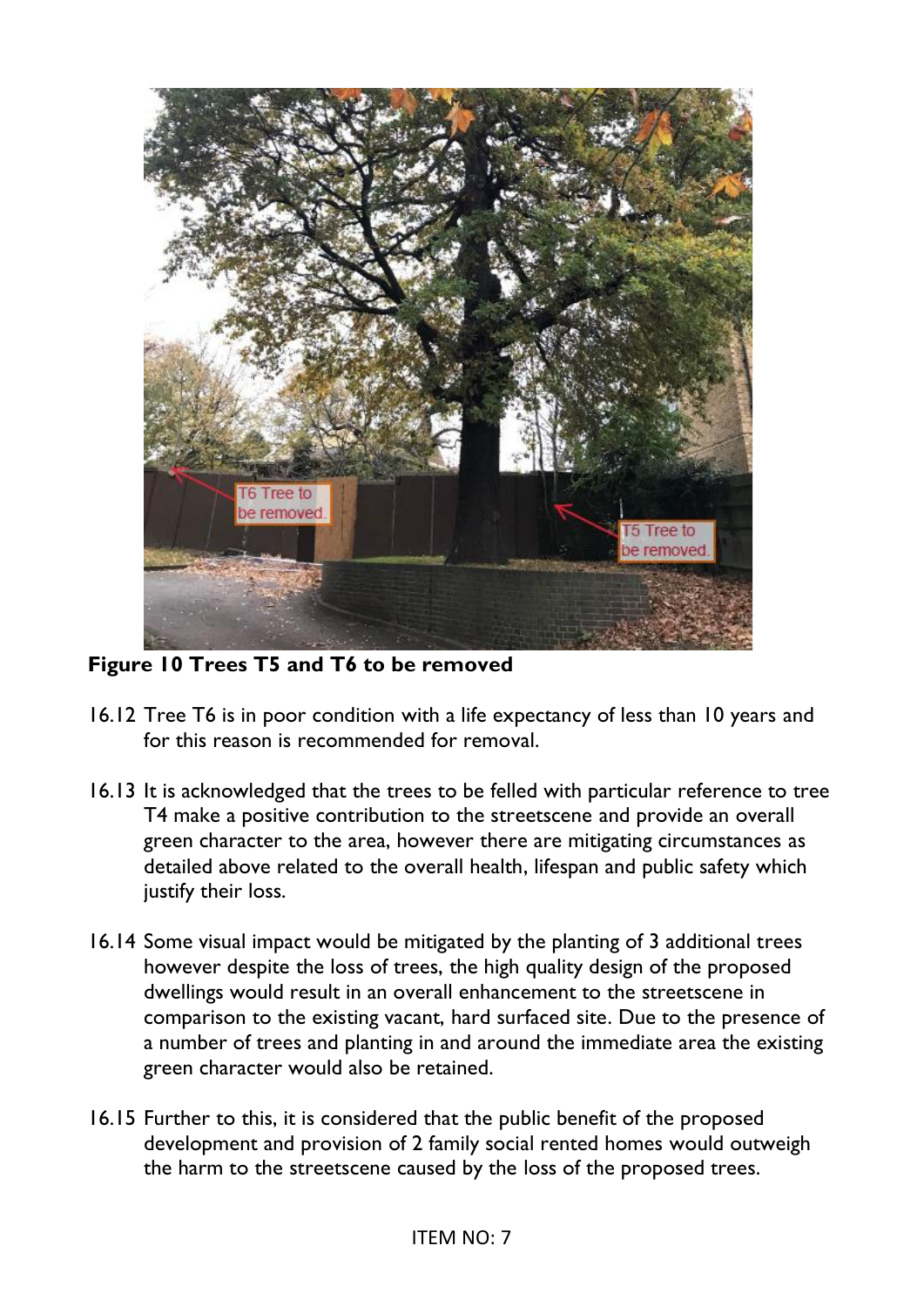**Figure 10 Trees T5 and T6 to be removed**

16.12 Tree T6 is in poor condition with a life expectancy of less than 10 years and for this reason is recommended for removal.

16.13 It is acknowledged that the trees to be felled with particular reference to tree T4 make a positive contribution to the streetscene and provide an overall green character to the area, however there are mitigating circumstances as detailed above related to the overall health, lifespan and public safety which justify their loss.

16.14 Some visual impact would be mitigated by the planting of 3 additional trees however despite the loss of trees, the high quality design of the proposed dwellings would result in an overall enhancement to the streetscene in comparison to the existing vacant, hard surfaced site. Due to the presence of a number of trees and planting in and around the immediate area the existing green character would also be retained.

16.15 Further to this, it is considered that the public benefit of the proposed development and provision of 2 family social rented homes would outweigh the harm to the streetscene caused by the loss of the proposed trees.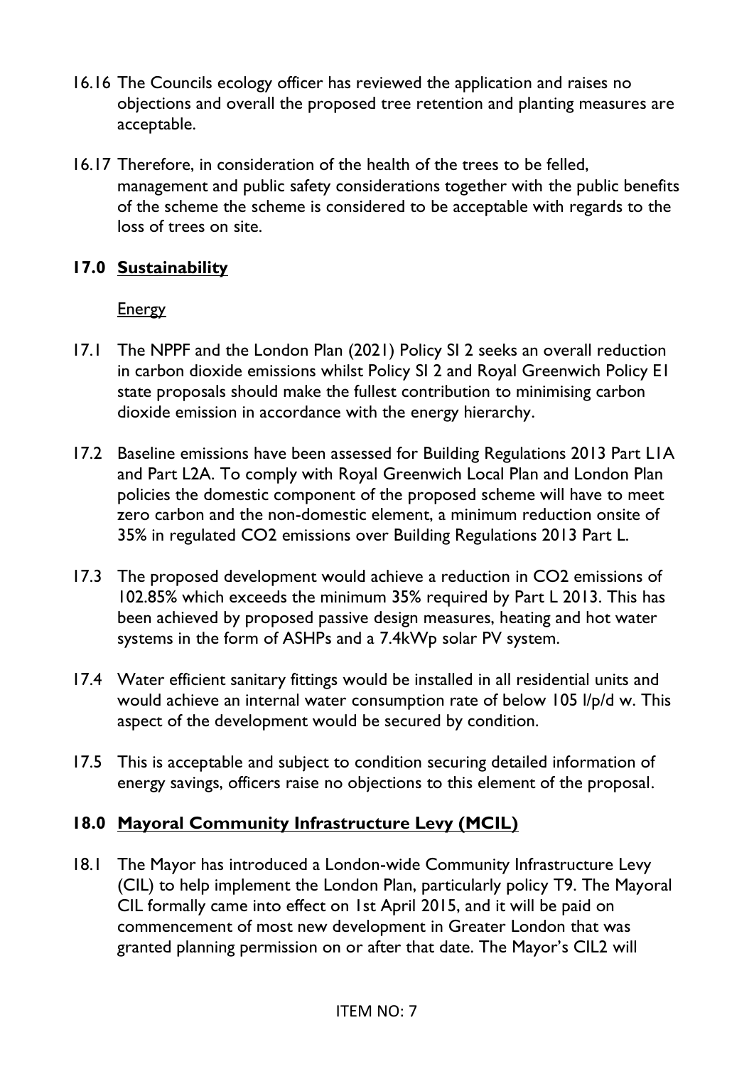16.16 The Councils ecology officer has reviewed the application and raises no objections and overall the proposed tree retention and planting measures are acceptable.

16.17 Therefore, in consideration of the health of the trees to be felled, management and public safety considerations together with the public benefits of the scheme the scheme is considered to be acceptable with regards to the loss of trees on site.

## 17.0 Sustainability

Energy

17.1 The NPPF and the London Plan (2021) Policy SI 2 seeks an overall reduction in carbon dioxide emissions whilst Policy SI 2 and Royal Greenwich Policy E1 state proposals should make the fullest contribution to minimising carbon dioxide emission in accordance with the energy hierarchy.

17.2 Baseline emissions have been assessed for Building Regulations 2013 Part L1A and Part L2A. To comply with Royal Greenwich Local Plan and London Plan policies the domestic component of the proposed scheme will have to meet zero carbon and the non-domestic element, a minimum reduction onsite of 35% in regulated $CO_2$ emissions over Building Regulations 2013 Part L.

17.3 The proposed development would achieve a reduction in $CO_2$ emissions of 102.85% which exceeds the minimum 35% required by Part L 2013. This has been achieved by proposed passive design measures, heating and hot water systems in the form of ASHPs and a 7.4kWp solar PV system.

17.4 Water efficient sanitary fittings would be installed in all residential units and would achieve an internal water consumption rate of below 105 l/p/d w. This aspect of the development would be secured by condition.

17.5 This is acceptable and subject to condition securing detailed information of energy savings, officers raise no objections to this element of the proposal.

## 18.0 Mayoral Community Infrastructure Levy (MCIL)

18.1 The Mayor has introduced a London-wide Community Infrastructure Levy (CIL) to help implement the London Plan, particularly policy T9. The Mayoral CIL formally came into effect on 1st April 2015, and it will be paid on commencement of most new development in Greater London that was granted planning permission on or after that date. The Mayor's CIL2 will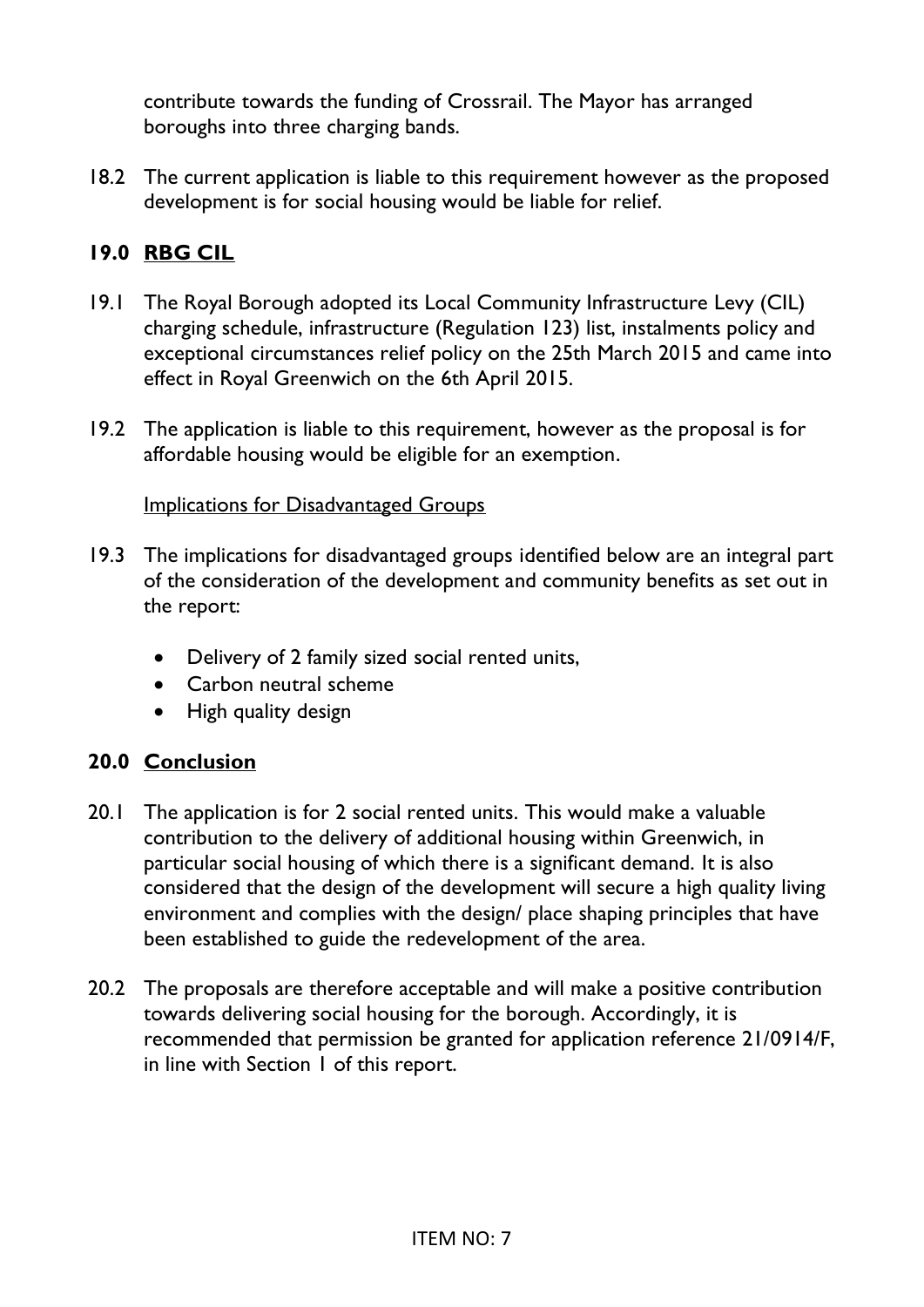contribute towards the funding of Crossrail. The Mayor has arranged boroughs into three charging bands.

18.2 The current application is liable to this requirement however as the proposed development is for social housing would be liable for relief.

## 19.0 RBG CIL

19.1 The Royal Borough adopted its Local Community Infrastructure Levy (CIL) charging schedule, infrastructure (Regulation 123) list, instalments policy and exceptional circumstances relief policy on the 25th March 2015 and came into effect in Royal Greenwich on the 6th April 2015.

19.2 The application is liable to this requirement, however as the proposal is for affordable housing would be eligible for an exemption.

Implications for Disadvantaged Groups

19.3 The implications for disadvantaged groups identified below are an integral part of the consideration of the development and community benefits as set out in the report:

- Delivery of 2 family sized social rented units,
- Carbon neutral scheme
- High quality design

## 20.0 Conclusion

20.1 The application is for 2 social rented units. This would make a valuable contribution to the delivery of additional housing within Greenwich, in particular social housing of which there is a significant demand. It is also considered that the design of the development will secure a high quality living environment and complies with the design/ place shaping principles that have been established to guide the redevelopment of the area.

20.2 The proposals are therefore acceptable and will make a positive contribution towards delivering social housing for the borough. Accordingly, it is recommended that permission be granted for application reference 21/0914/F, in line with Section 1 of this report.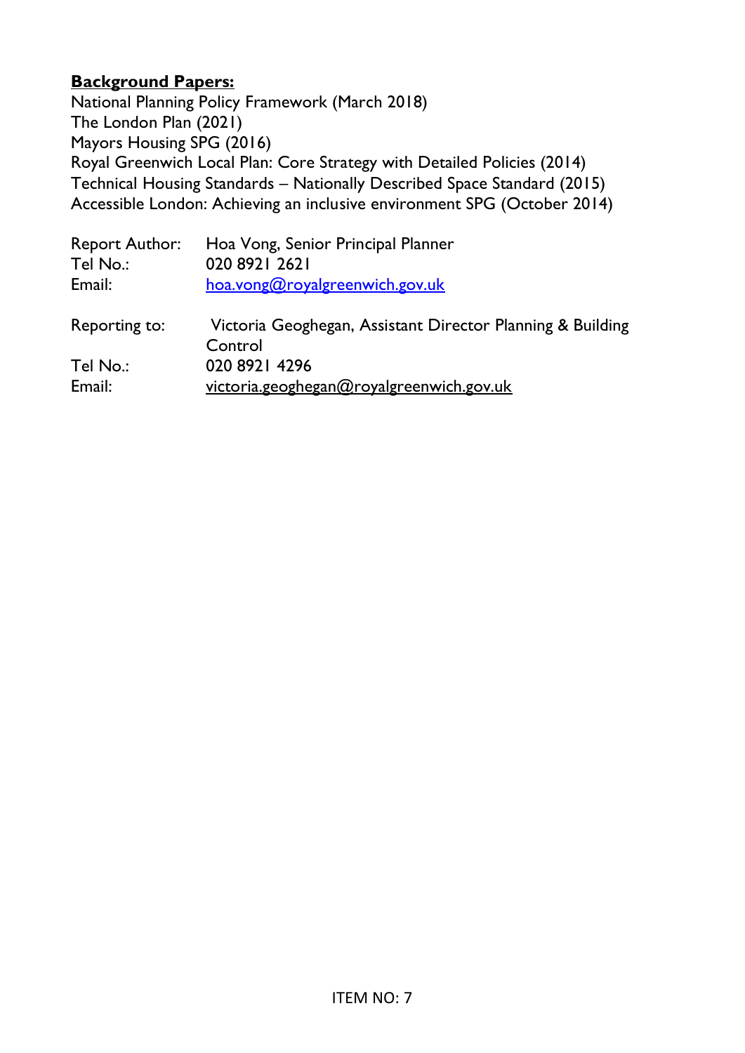**Background Papers:**

National Planning Policy Framework (March 2018)
The London Plan (2021)
Mayors Housing SPG (2016)
Royal Greenwich Local Plan: Core Strategy with Detailed Policies (2014)
Technical Housing Standards – Nationally Described Space Standard (2015)
Accessible London: Achieving an inclusive environment SPG (October 2014)

| | |
|---|---|
| Report Author: | Hoa Vong, Senior Principal Planner |
| Tel No.: | 020 8921 2621 |
| Email: | hoa.vong@royalgreenwich.gov.uk |

| | |
|---|---|
| Reporting to: | Victoria Geoghegan, Assistant Director Planning & Building Control |
| Tel No.: | 020 8921 4296 |
| Email: | victoria.geoghegan@royalgreenwich.gov.uk |

ITEM NO: 7